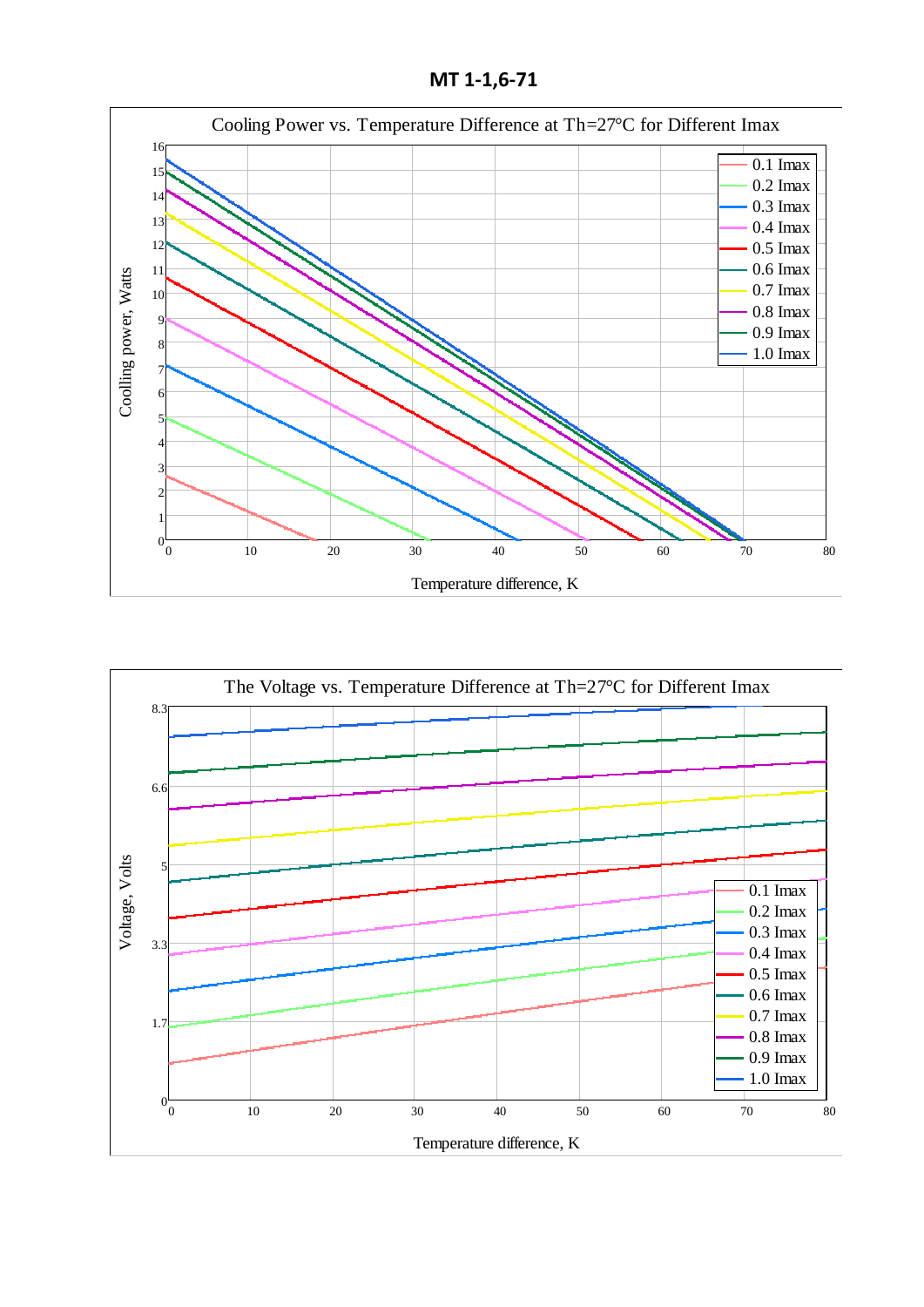# MT 1-1,6-71

Cooling Power vs. Temperature Difference at Th=27°C for Different Imax

Coolling power, Watts

Temperature difference, K

0.1 Imax
0.2 Imax
0.3 Imax
0.4 Imax
0.5 Imax
0.6 Imax
0.7 Imax
0.8 Imax
0.9 Imax
1.0 Imax

The Voltage vs. Temperature Difference at Th=27°C for Different Imax

Voltage, Volts

Temperature difference, K

0.1 Imax
0.2 Imax
0.3 Imax
0.4 Imax
0.5 Imax
0.6 Imax
0.7 Imax
0.8 Imax
0.9 Imax
1.0 Imax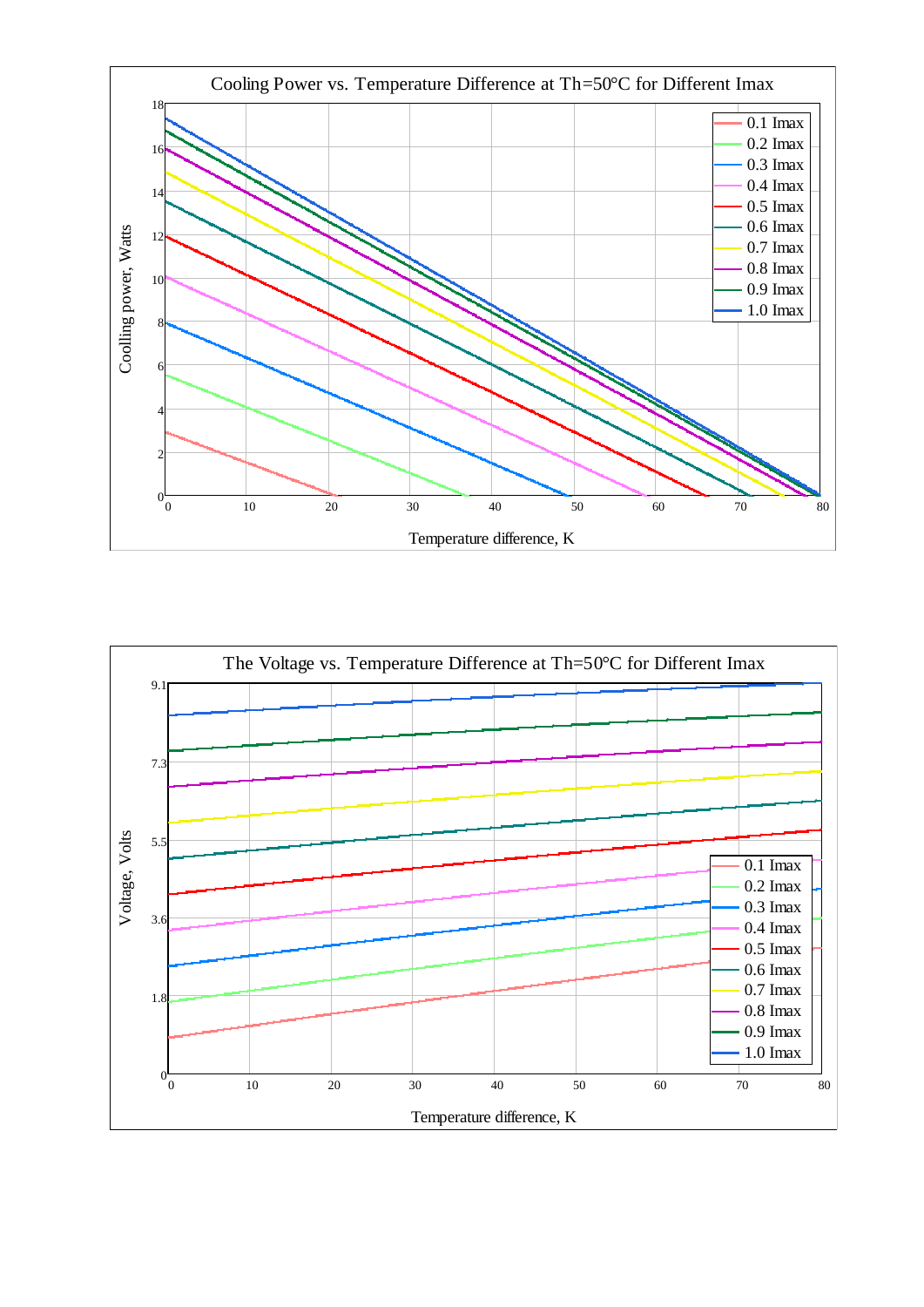Cooling Power vs. Temperature Difference at Th=50°C for Different Imax

Coolling power, Watts

18
16
14
12
10
8
6
4
2
0

0 10 20 30 40 50 60 70 80

Temperature difference, K

0.1 Imax
0.2 Imax
0.3 Imax
0.4 Imax
0.5 Imax
0.6 Imax
0.7 Imax
0.8 Imax
0.9 Imax
1.0 Imax

The Voltage vs. Temperature Difference at Th=50°C for Different Imax

Voltage, Volts

9.1
7.3
5.5
3.6
1.8
0

0 10 20 30 40 50 60 70 80

Temperature difference, K

0.1 Imax
0.2 Imax
0.3 Imax
0.4 Imax
0.5 Imax
0.6 Imax
0.7 Imax
0.8 Imax
0.9 Imax
1.0 Imax